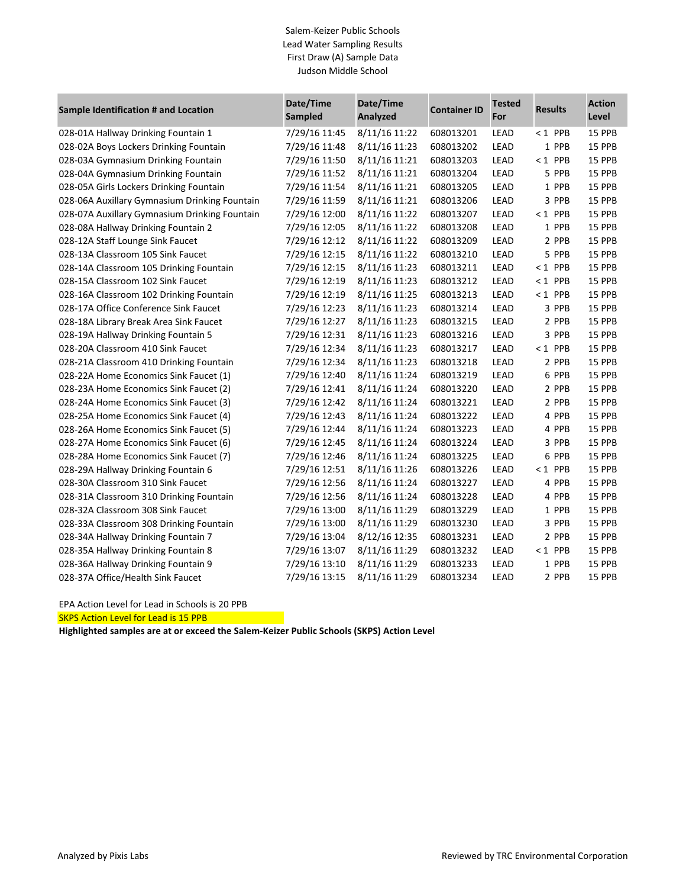Salem-Keizer Public Schools
Lead Water Sampling Results
First Draw (A) Sample Data
Judson Middle School

| Sample Identification # and Location | Date/Time Sampled | Date/Time Analyzed | Container ID | Tested For | Results | Action Level |
|---|---|---|---|---|---|---|
| 028-01A Hallway Drinking Fountain 1 | 7/29/16 11:45 | 8/11/16 11:22 | 608013201 | LEAD | < 1 PPB | 15 PPB |
| 028-02A Boys Lockers Drinking Fountain | 7/29/16 11:48 | 8/11/16 11:23 | 608013202 | LEAD | 1 PPB | 15 PPB |
| 028-03A Gymnasium Drinking Fountain | 7/29/16 11:50 | 8/11/16 11:21 | 608013203 | LEAD | < 1 PPB | 15 PPB |
| 028-04A Gymnasium Drinking Fountain | 7/29/16 11:52 | 8/11/16 11:21 | 608013204 | LEAD | 5 PPB | 15 PPB |
| 028-05A Girls Lockers Drinking Fountain | 7/29/16 11:54 | 8/11/16 11:21 | 608013205 | LEAD | 1 PPB | 15 PPB |
| 028-06A Auxillary Gymnasium Drinking Fountain | 7/29/16 11:59 | 8/11/16 11:21 | 608013206 | LEAD | 3 PPB | 15 PPB |
| 028-07A Auxillary Gymnasium Drinking Fountain | 7/29/16 12:00 | 8/11/16 11:22 | 608013207 | LEAD | < 1 PPB | 15 PPB |
| 028-08A Hallway Drinking Fountain 2 | 7/29/16 12:05 | 8/11/16 11:22 | 608013208 | LEAD | 1 PPB | 15 PPB |
| 028-12A Staff Lounge Sink Faucet | 7/29/16 12:12 | 8/11/16 11:22 | 608013209 | LEAD | 2 PPB | 15 PPB |
| 028-13A Classroom 105 Sink Faucet | 7/29/16 12:15 | 8/11/16 11:22 | 608013210 | LEAD | 5 PPB | 15 PPB |
| 028-14A Classroom 105 Drinking Fountain | 7/29/16 12:15 | 8/11/16 11:23 | 608013211 | LEAD | < 1 PPB | 15 PPB |
| 028-15A Classroom 102 Sink Faucet | 7/29/16 12:19 | 8/11/16 11:23 | 608013212 | LEAD | < 1 PPB | 15 PPB |
| 028-16A Classroom 102 Drinking Fountain | 7/29/16 12:19 | 8/11/16 11:25 | 608013213 | LEAD | < 1 PPB | 15 PPB |
| 028-17A Office Conference Sink Faucet | 7/29/16 12:23 | 8/11/16 11:23 | 608013214 | LEAD | 3 PPB | 15 PPB |
| 028-18A Library Break Area Sink Faucet | 7/29/16 12:27 | 8/11/16 11:23 | 608013215 | LEAD | 2 PPB | 15 PPB |
| 028-19A Hallway Drinking Fountain 5 | 7/29/16 12:31 | 8/11/16 11:23 | 608013216 | LEAD | 3 PPB | 15 PPB |
| 028-20A Classroom 410 Sink Faucet | 7/29/16 12:34 | 8/11/16 11:23 | 608013217 | LEAD | < 1 PPB | 15 PPB |
| 028-21A Classroom 410 Drinking Fountain | 7/29/16 12:34 | 8/11/16 11:23 | 608013218 | LEAD | 2 PPB | 15 PPB |
| 028-22A Home Economics Sink Faucet (1) | 7/29/16 12:40 | 8/11/16 11:24 | 608013219 | LEAD | 6 PPB | 15 PPB |
| 028-23A Home Economics Sink Faucet (2) | 7/29/16 12:41 | 8/11/16 11:24 | 608013220 | LEAD | 2 PPB | 15 PPB |
| 028-24A Home Economics Sink Faucet (3) | 7/29/16 12:42 | 8/11/16 11:24 | 608013221 | LEAD | 2 PPB | 15 PPB |
| 028-25A Home Economics Sink Faucet (4) | 7/29/16 12:43 | 8/11/16 11:24 | 608013222 | LEAD | 4 PPB | 15 PPB |
| 028-26A Home Economics Sink Faucet (5) | 7/29/16 12:44 | 8/11/16 11:24 | 608013223 | LEAD | 4 PPB | 15 PPB |
| 028-27A Home Economics Sink Faucet (6) | 7/29/16 12:45 | 8/11/16 11:24 | 608013224 | LEAD | 3 PPB | 15 PPB |
| 028-28A Home Economics Sink Faucet (7) | 7/29/16 12:46 | 8/11/16 11:24 | 608013225 | LEAD | 6 PPB | 15 PPB |
| 028-29A Hallway Drinking Fountain 6 | 7/29/16 12:51 | 8/11/16 11:26 | 608013226 | LEAD | < 1 PPB | 15 PPB |
| 028-30A Classroom 310 Sink Faucet | 7/29/16 12:56 | 8/11/16 11:24 | 608013227 | LEAD | 4 PPB | 15 PPB |
| 028-31A Classroom 310 Drinking Fountain | 7/29/16 12:56 | 8/11/16 11:24 | 608013228 | LEAD | 4 PPB | 15 PPB |
| 028-32A Classroom 308 Sink Faucet | 7/29/16 13:00 | 8/11/16 11:29 | 608013229 | LEAD | 1 PPB | 15 PPB |
| 028-33A Classroom 308 Drinking Fountain | 7/29/16 13:00 | 8/11/16 11:29 | 608013230 | LEAD | 3 PPB | 15 PPB |
| 028-34A Hallway Drinking Fountain 7 | 7/29/16 13:04 | 8/12/16 12:35 | 608013231 | LEAD | 2 PPB | 15 PPB |
| 028-35A Hallway Drinking Fountain 8 | 7/29/16 13:07 | 8/11/16 11:29 | 608013232 | LEAD | < 1 PPB | 15 PPB |
| 028-36A Hallway Drinking Fountain 9 | 7/29/16 13:10 | 8/11/16 11:29 | 608013233 | LEAD | 1 PPB | 15 PPB |
| 028-37A Office/Health Sink Faucet | 7/29/16 13:15 | 8/11/16 11:29 | 608013234 | LEAD | 2 PPB | 15 PPB |

EPA Action Level for Lead in Schools is 20 PPB

SKPS Action Level for Lead is 15 PPB

**Highlighted samples are at or exceed the Salem-Keizer Public Schools (SKPS) Action Level**

Analyzed by Pixis Labs

Reviewed by TRC Environmental Corporation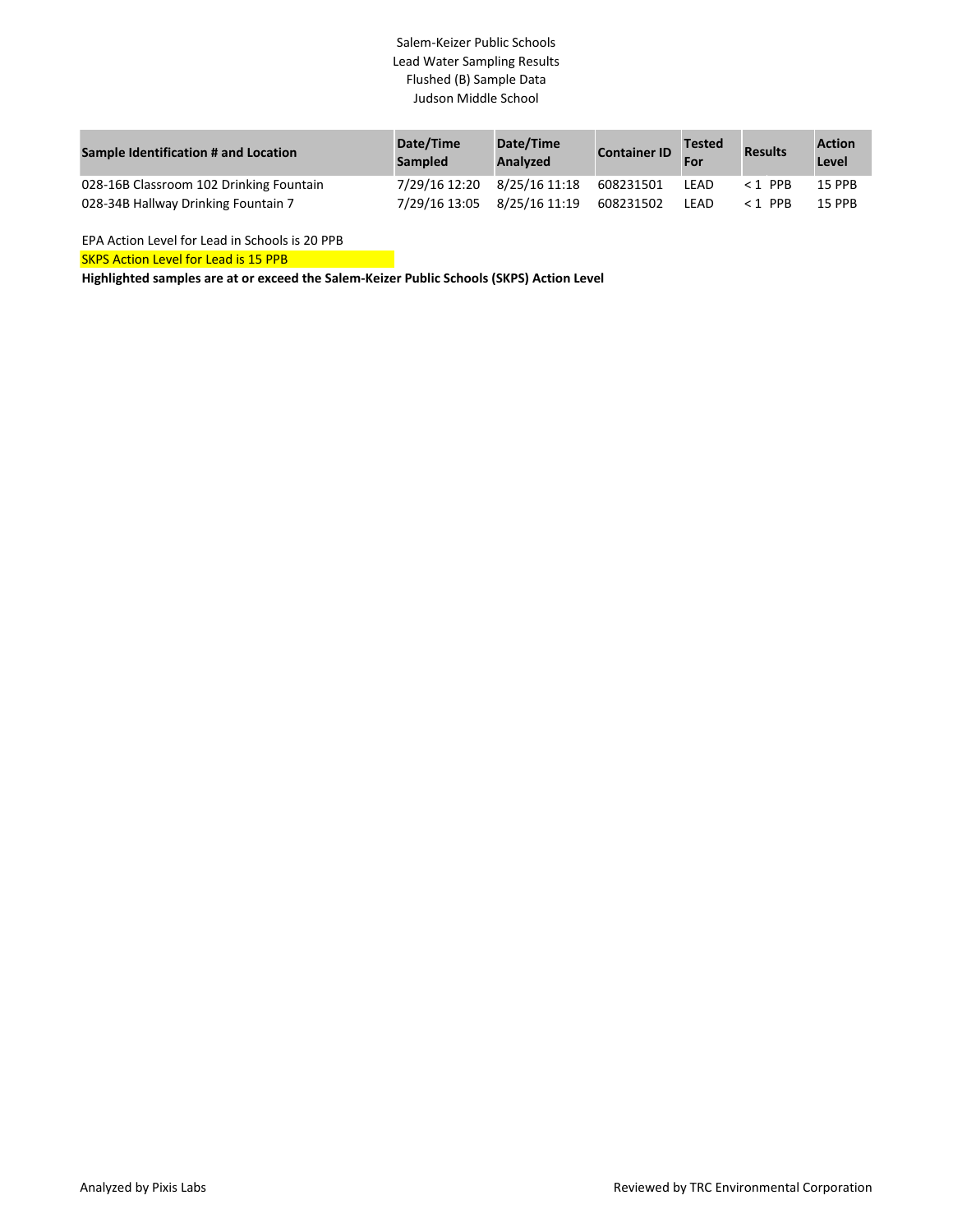Salem-Keizer Public Schools
Lead Water Sampling Results
Flushed (B) Sample Data
Judson Middle School

| Sample Identification # and Location | Date/Time Sampled | Date/Time Analyzed | Container ID | Tested For | Results | Action Level |
|---|---|---|---|---|---|---|
| 028-16B Classroom 102 Drinking Fountain | 7/29/16 12:20 | 8/25/16 11:18 | 608231501 | LEAD | < 1 PPB | 15 PPB |
| 028-34B Hallway Drinking Fountain 7 | 7/29/16 13:05 | 8/25/16 11:19 | 608231502 | LEAD | < 1 PPB | 15 PPB |

EPA Action Level for Lead in Schools is 20 PPB

SKPS Action Level for Lead is 15 PPB

**Highlighted samples are at or exceed the Salem-Keizer Public Schools (SKPS) Action Level**

Analyzed by Pixis Labs

Reviewed by TRC Environmental Corporation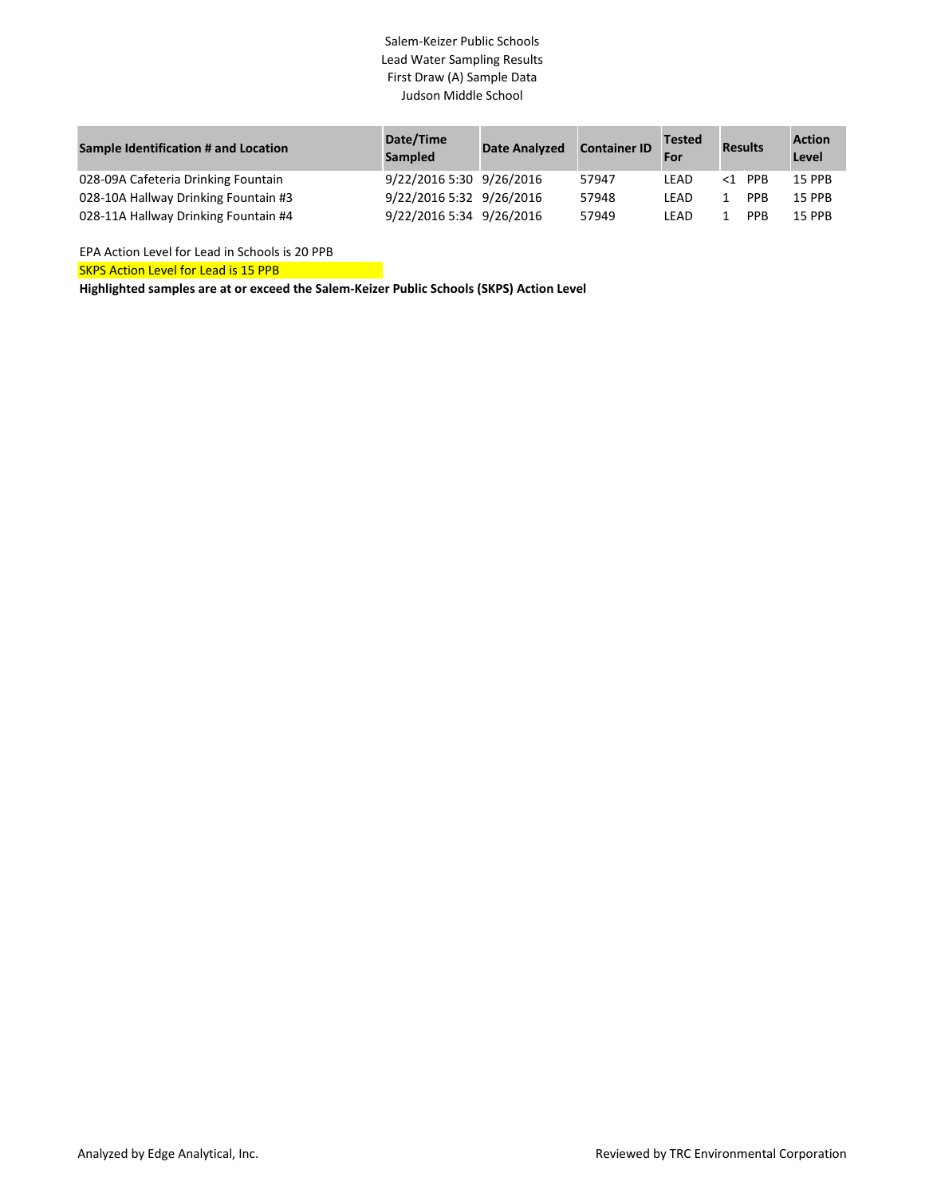Salem-Keizer Public Schools
Lead Water Sampling Results
First Draw (A) Sample Data
Judson Middle School

| Sample Identification # and Location | Date/Time Sampled | Date Analyzed | Container ID | Tested For | Results | Action Level |
|---|---|---|---|---|---|---|
| 028-09A Cafeteria Drinking Fountain | 9/22/2016 5:30 | 9/26/2016 | 57947 | LEAD | <1 PPB | 15 PPB |
| 028-10A Hallway Drinking Fountain #3 | 9/22/2016 5:32 | 9/26/2016 | 57948 | LEAD | 1 PPB | 15 PPB |
| 028-11A Hallway Drinking Fountain #4 | 9/22/2016 5:34 | 9/26/2016 | 57949 | LEAD | 1 PPB | 15 PPB |

EPA Action Level for Lead in Schools is 20 PPB

SKPS Action Level for Lead is 15 PPB

**Highlighted samples are at or exceed the Salem-Keizer Public Schools (SKPS) Action Level**

Analyzed by Edge Analytical, Inc.

Reviewed by TRC Environmental Corporation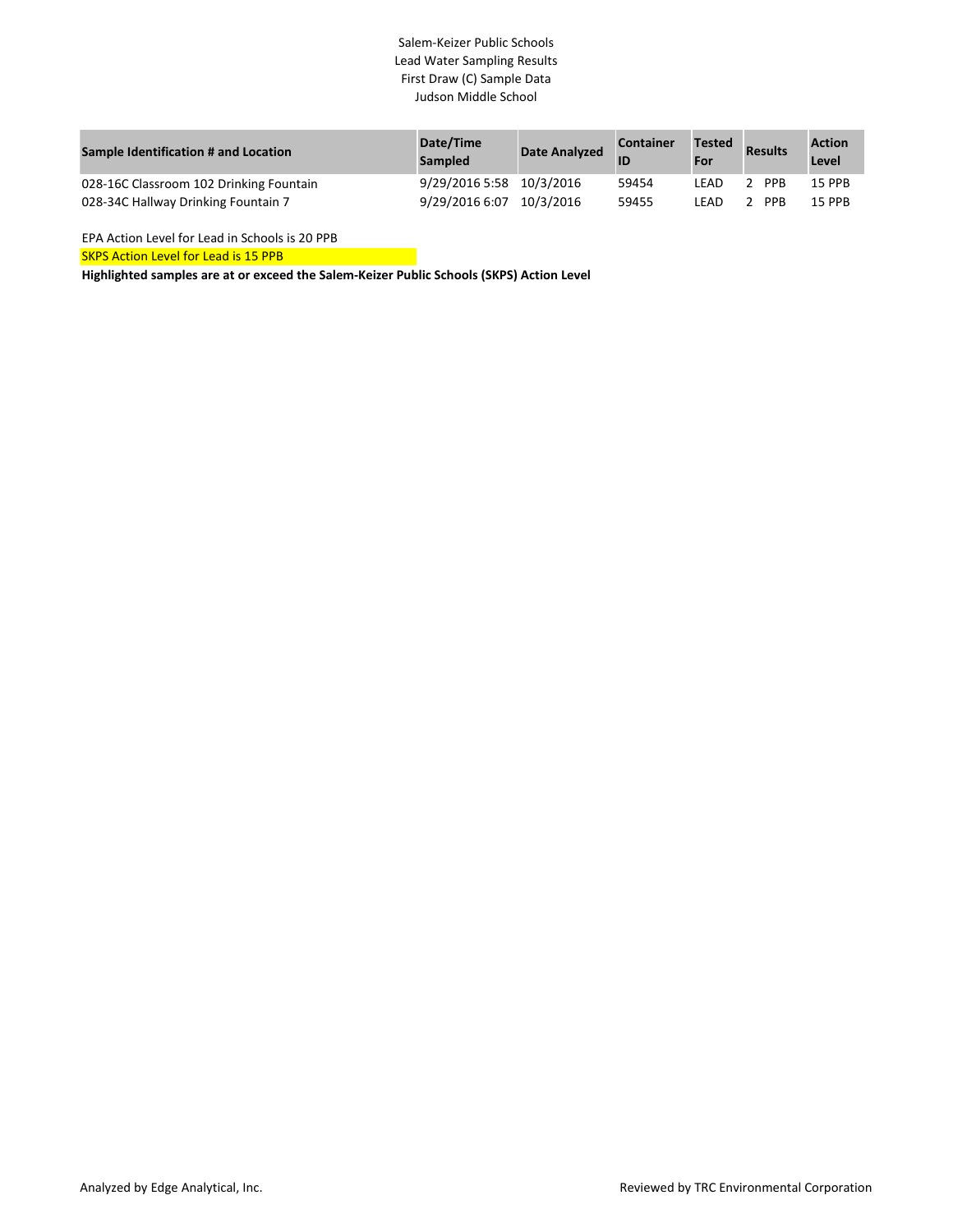Salem-Keizer Public Schools
Lead Water Sampling Results
First Draw (C) Sample Data
Judson Middle School

| Sample Identification # and Location | Date/Time Sampled | Date Analyzed | Container ID | Tested For | Results | Action Level |
|---|---|---|---|---|---|---|
| 028-16C Classroom 102 Drinking Fountain | 9/29/2016 5:58 | 10/3/2016 | 59454 | LEAD | 2 PPB | 15 PPB |
| 028-34C Hallway Drinking Fountain 7 | 9/29/2016 6:07 | 10/3/2016 | 59455 | LEAD | 2 PPB | 15 PPB |

EPA Action Level for Lead in Schools is 20 PPB

SKPS Action Level for Lead is 15 PPB

**Highlighted samples are at or exceed the Salem-Keizer Public Schools (SKPS) Action Level**

Analyzed by Edge Analytical, Inc.

Reviewed by TRC Environmental Corporation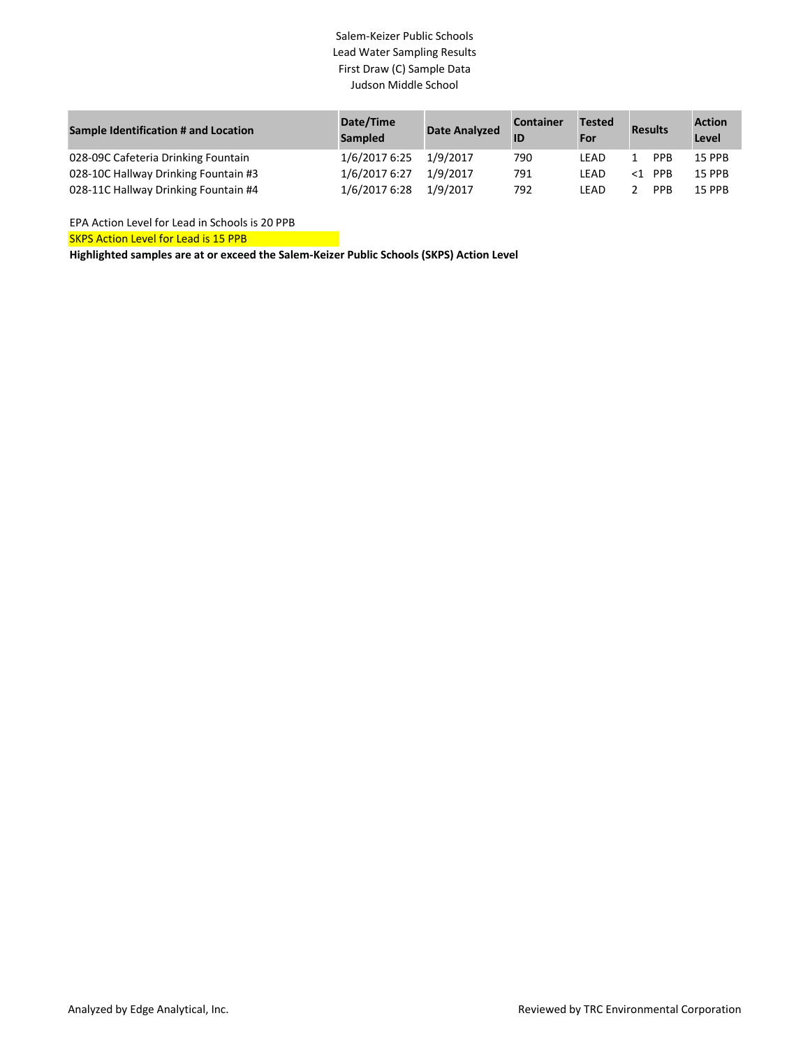Salem-Keizer Public Schools
Lead Water Sampling Results
First Draw (C) Sample Data
Judson Middle School

| Sample Identification # and Location | Date/Time Sampled | Date Analyzed | Container ID | Tested For | Results | | Action Level |
|---|---|---|---|---|---|---|---|
| 028-09C Cafeteria Drinking Fountain | 1/6/2017 6:25 | 1/9/2017 | 790 | LEAD | 1 | PPB | 15 PPB |
| 028-10C Hallway Drinking Fountain #3 | 1/6/2017 6:27 | 1/9/2017 | 791 | LEAD | <1 | PPB | 15 PPB |
| 028-11C Hallway Drinking Fountain #4 | 1/6/2017 6:28 | 1/9/2017 | 792 | LEAD | 2 | PPB | 15 PPB |

EPA Action Level for Lead in Schools is 20 PPB

SKPS Action Level for Lead is 15 PPB

**Highlighted samples are at or exceed the Salem-Keizer Public Schools (SKPS) Action Level**

Analyzed by Edge Analytical, Inc.

Reviewed by TRC Environmental Corporation